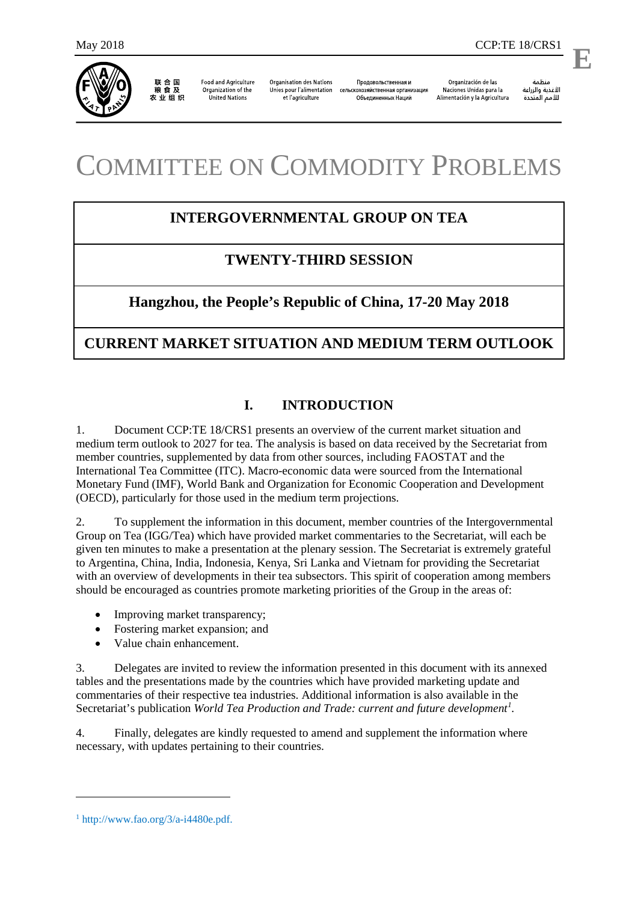# COMMITTEE ON COMMODITY PROBLEMS

## INTERGOVERNMENTAL GROUP ON TEA

## TWENTY-THIRD SESSION

## Hangzhou, the People's Republic of China, 17-20 May 2018

## CURRENT MARKET SITUATION AND MEDIUM TERM OUTLOOK

## I. INTRODUCTION

1. Document CCP:TE 18/CRS1 presents an overview of the current market situation and medium term outlook to 2027 for tea. The analysis is based on data received by the Secretariat from member countries, supplemented by data from other sources, including FAOSTAT and the International Tea Committee (ITC). Macro-economic data were sourced from the International Monetary Fund (IMF), World Bank and Organization for Economic Cooperation and Development (OECD), particularly for those used in the medium term projections.

2. To supplement the information in this document, member countries of the Intergovernmental Group on Tea (IGG/Tea) which have provided market commentaries to the Secretariat, will each be given ten minutes to make a presentation at the plenary session. The Secretariat is extremely grateful to Argentina, China, India, Indonesia, Kenya, Sri Lanka and Vietnam for providing the Secretariat with an overview of developments in their tea subsectors. This spirit of cooperation among members should be encouraged as countries promote marketing priorities of the Group in the areas of:

- Improving market transparency;
- Fostering market expansion; and
- Value chain enhancement.

3. Delegates are invited to review the information presented in this document with its annexed tables and the presentations made by the countries which have provided marketing update and commentaries of their respective tea industries. Additional information is also available in the Secretariat's publication *World Tea Production and Trade: current and future development*[1].

4. Finally, delegates are kindly requested to amend and supplement the information where necessary, with updates pertaining to their countries.

---

[1] http://www.fao.org/3/a-i4480e.pdf.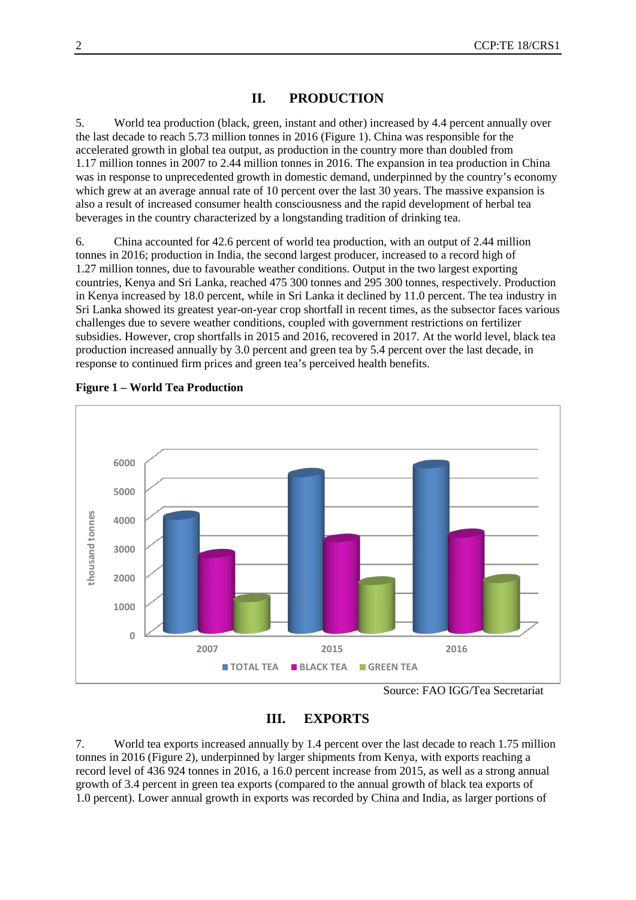## II. PRODUCTION

5. World tea production (black, green, instant and other) increased by 4.4 percent annually over the last decade to reach 5.73 million tonnes in 2016 (Figure 1). China was responsible for the accelerated growth in global tea output, as production in the country more than doubled from 1.17 million tonnes in 2007 to 2.44 million tonnes in 2016. The expansion in tea production in China was in response to unprecedented growth in domestic demand, underpinned by the country's economy which grew at an average annual rate of 10 percent over the last 30 years. The massive expansion is also a result of increased consumer health consciousness and the rapid development of herbal tea beverages in the country characterized by a longstanding tradition of drinking tea.

6. China accounted for 42.6 percent of world tea production, with an output of 2.44 million tonnes in 2016; production in India, the second largest producer, increased to a record high of 1.27 million tonnes, due to favourable weather conditions. Output in the two largest exporting countries, Kenya and Sri Lanka, reached 475 300 tonnes and 295 300 tonnes, respectively. Production in Kenya increased by 18.0 percent, while in Sri Lanka it declined by 11.0 percent. The tea industry in Sri Lanka showed its greatest year-on-year crop shortfall in recent times, as the subsector faces various challenges due to severe weather conditions, coupled with government restrictions on fertilizer subsidies. However, crop shortfalls in 2015 and 2016, recovered in 2017. At the world level, black tea production increased annually by 3.0 percent and green tea by 5.4 percent over the last decade, in response to continued firm prices and green tea's perceived health benefits.

**Figure 1 – World Tea Production**

Source: FAO IGG/Tea Secretariat

## III. EXPORTS

7. World tea exports increased annually by 1.4 percent over the last decade to reach 1.75 million tonnes in 2016 (Figure 2), underpinned by larger shipments from Kenya, with exports reaching a record level of 436 924 tonnes in 2016, a 16.0 percent increase from 2015, as well as a strong annual growth of 3.4 percent in green tea exports (compared to the annual growth of black tea exports of 1.0 percent). Lower annual growth in exports was recorded by China and India, as larger portions of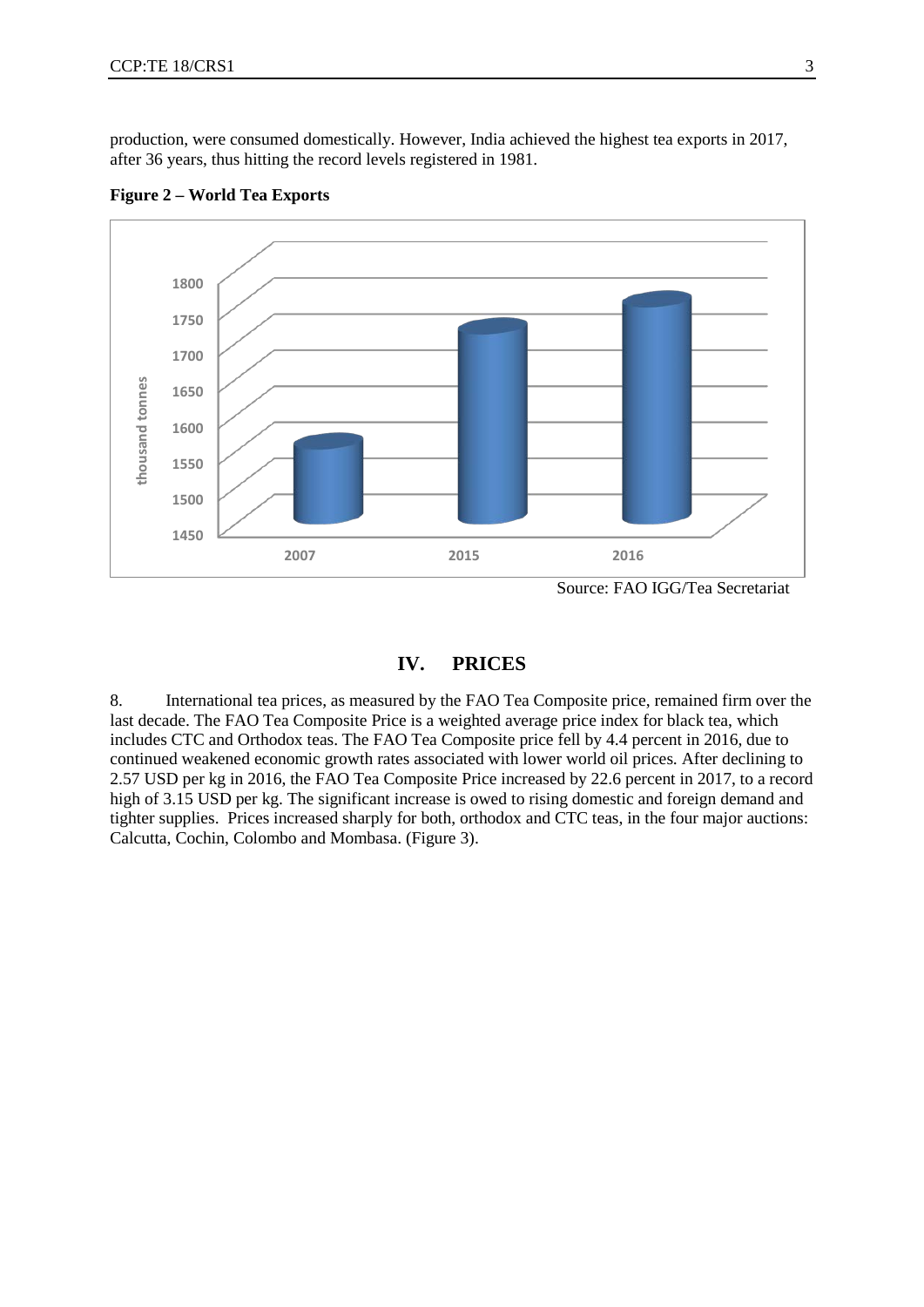production, were consumed domestically. However, India achieved the highest tea exports in 2017, after 36 years, thus hitting the record levels registered in 1981.

**Figure 2 – World Tea Exports**

Source: FAO IGG/Tea Secretariat

## IV. PRICES

8. International tea prices, as measured by the FAO Tea Composite price, remained firm over the last decade. The FAO Tea Composite Price is a weighted average price index for black tea, which includes CTC and Orthodox teas. The FAO Tea Composite price fell by 4.4 percent in 2016, due to continued weakened economic growth rates associated with lower world oil prices. After declining to 2.57 USD per kg in 2016, the FAO Tea Composite Price increased by 22.6 percent in 2017, to a record high of 3.15 USD per kg. The significant increase is owed to rising domestic and foreign demand and tighter supplies. Prices increased sharply for both, orthodox and CTC teas, in the four major auctions: Calcutta, Cochin, Colombo and Mombasa. (Figure 3).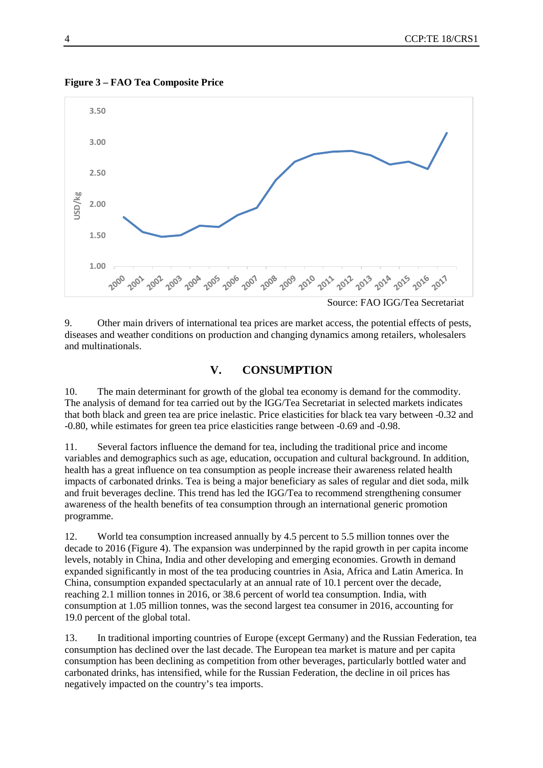**Figure 3 – FAO Tea Composite Price**

Source: FAO IGG/Tea Secretariat

9. Other main drivers of international tea prices are market access, the potential effects of pests, diseases and weather conditions on production and changing dynamics among retailers, wholesalers and multinationals.

## V. CONSUMPTION

10. The main determinant for growth of the global tea economy is demand for the commodity. The analysis of demand for tea carried out by the IGG/Tea Secretariat in selected markets indicates that both black and green tea are price inelastic. Price elasticities for black tea vary between -0.32 and -0.80, while estimates for green tea price elasticities range between -0.69 and -0.98.

11. Several factors influence the demand for tea, including the traditional price and income variables and demographics such as age, education, occupation and cultural background. In addition, health has a great influence on tea consumption as people increase their awareness related health impacts of carbonated drinks. Tea is being a major beneficiary as sales of regular and diet soda, milk and fruit beverages decline. This trend has led the IGG/Tea to recommend strengthening consumer awareness of the health benefits of tea consumption through an international generic promotion programme.

12. World tea consumption increased annually by 4.5 percent to 5.5 million tonnes over the decade to 2016 (Figure 4). The expansion was underpinned by the rapid growth in per capita income levels, notably in China, India and other developing and emerging economies. Growth in demand expanded significantly in most of the tea producing countries in Asia, Africa and Latin America. In China, consumption expanded spectacularly at an annual rate of 10.1 percent over the decade, reaching 2.1 million tonnes in 2016, or 38.6 percent of world tea consumption. India, with consumption at 1.05 million tonnes, was the second largest tea consumer in 2016, accounting for 19.0 percent of the global total.

13. In traditional importing countries of Europe (except Germany) and the Russian Federation, tea consumption has declined over the last decade. The European tea market is mature and per capita consumption has been declining as competition from other beverages, particularly bottled water and carbonated drinks, has intensified, while for the Russian Federation, the decline in oil prices has negatively impacted on the country's tea imports.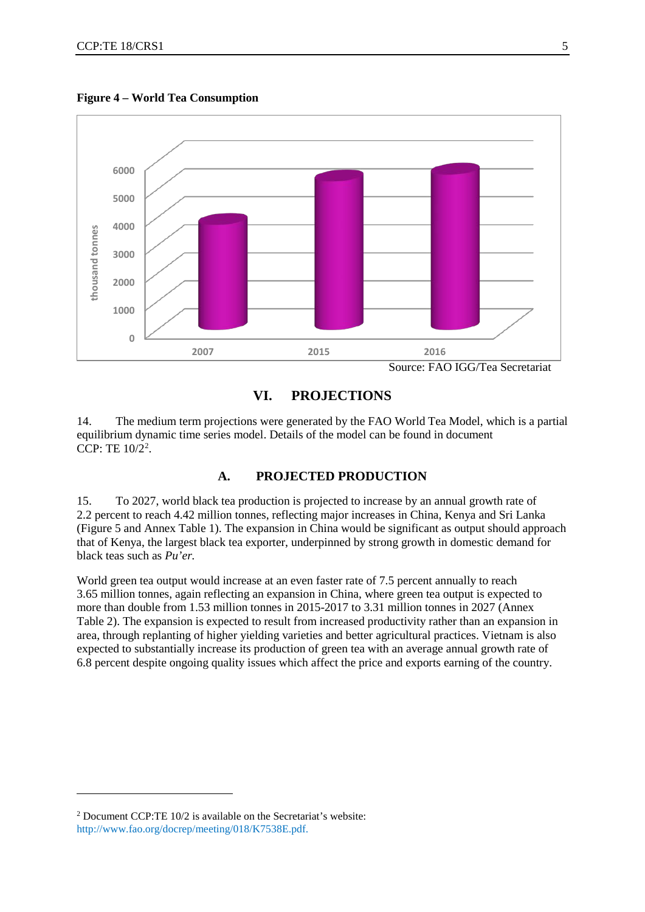**Figure 4 – World Tea Consumption**

Source: FAO IGG/Tea Secretariat

## VI. PROJECTIONS

14. The medium term projections were generated by the FAO World Tea Model, which is a partial equilibrium dynamic time series model. Details of the model can be found in document CCP: TE 10/2[2].

### A. PROJECTED PRODUCTION

15. To 2027, world black tea production is projected to increase by an annual growth rate of 2.2 percent to reach 4.42 million tonnes, reflecting major increases in China, Kenya and Sri Lanka (Figure 5 and Annex Table 1). The expansion in China would be significant as output should approach that of Kenya, the largest black tea exporter, underpinned by strong growth in domestic demand for black teas such as *Pu'er.*

World green tea output would increase at an even faster rate of 7.5 percent annually to reach 3.65 million tonnes, again reflecting an expansion in China, where green tea output is expected to more than double from 1.53 million tonnes in 2015-2017 to 3.31 million tonnes in 2027 (Annex Table 2). The expansion is expected to result from increased productivity rather than an expansion in area, through replanting of higher yielding varieties and better agricultural practices. Vietnam is also expected to substantially increase its production of green tea with an average annual growth rate of 6.8 percent despite ongoing quality issues which affect the price and exports earning of the country.

[2] Document CCP:TE 10/2 is available on the Secretariat's website: http://www.fao.org/docrep/meeting/018/K7538E.pdf.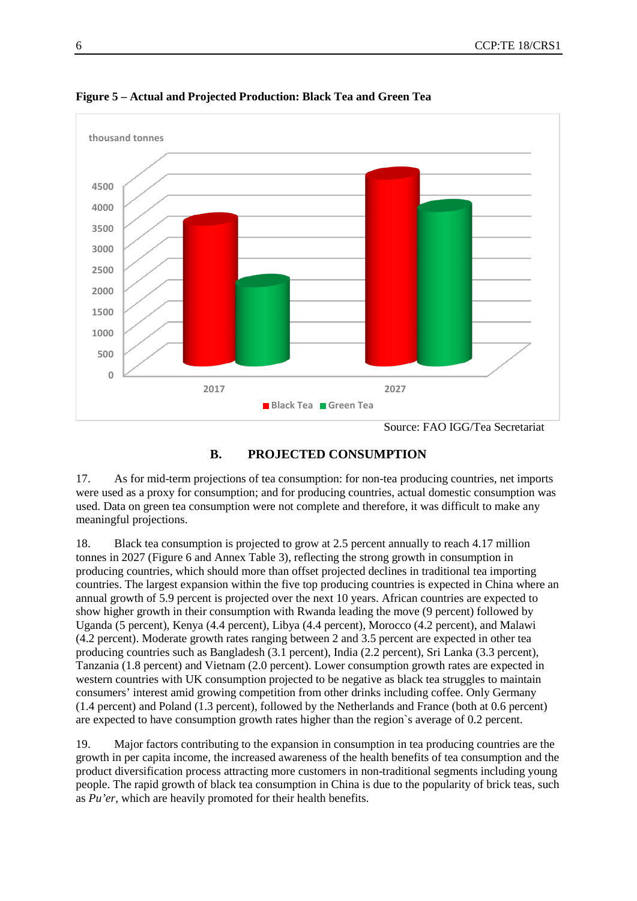**Figure 5 – Actual and Projected Production: Black Tea and Green Tea**

Source: FAO IGG/Tea Secretariat

## B. PROJECTED CONSUMPTION

17. As for mid-term projections of tea consumption: for non-tea producing countries, net imports were used as a proxy for consumption; and for producing countries, actual domestic consumption was used. Data on green tea consumption were not complete and therefore, it was difficult to make any meaningful projections.

18. Black tea consumption is projected to grow at 2.5 percent annually to reach 4.17 million tonnes in 2027 (Figure 6 and Annex Table 3), reflecting the strong growth in consumption in producing countries, which should more than offset projected declines in traditional tea importing countries. The largest expansion within the five top producing countries is expected in China where an annual growth of 5.9 percent is projected over the next 10 years. African countries are expected to show higher growth in their consumption with Rwanda leading the move (9 percent) followed by Uganda (5 percent), Kenya (4.4 percent), Libya (4.4 percent), Morocco (4.2 percent), and Malawi (4.2 percent). Moderate growth rates ranging between 2 and 3.5 percent are expected in other tea producing countries such as Bangladesh (3.1 percent), India (2.2 percent), Sri Lanka (3.3 percent), Tanzania (1.8 percent) and Vietnam (2.0 percent). Lower consumption growth rates are expected in western countries with UK consumption projected to be negative as black tea struggles to maintain consumers' interest amid growing competition from other drinks including coffee. Only Germany (1.4 percent) and Poland (1.3 percent), followed by the Netherlands and France (both at 0.6 percent) are expected to have consumption growth rates higher than the region`s average of 0.2 percent.

19. Major factors contributing to the expansion in consumption in tea producing countries are the growth in per capita income, the increased awareness of the health benefits of tea consumption and the product diversification process attracting more customers in non-traditional segments including young people. The rapid growth of black tea consumption in China is due to the popularity of brick teas, such as *Pu'er*, which are heavily promoted for their health benefits.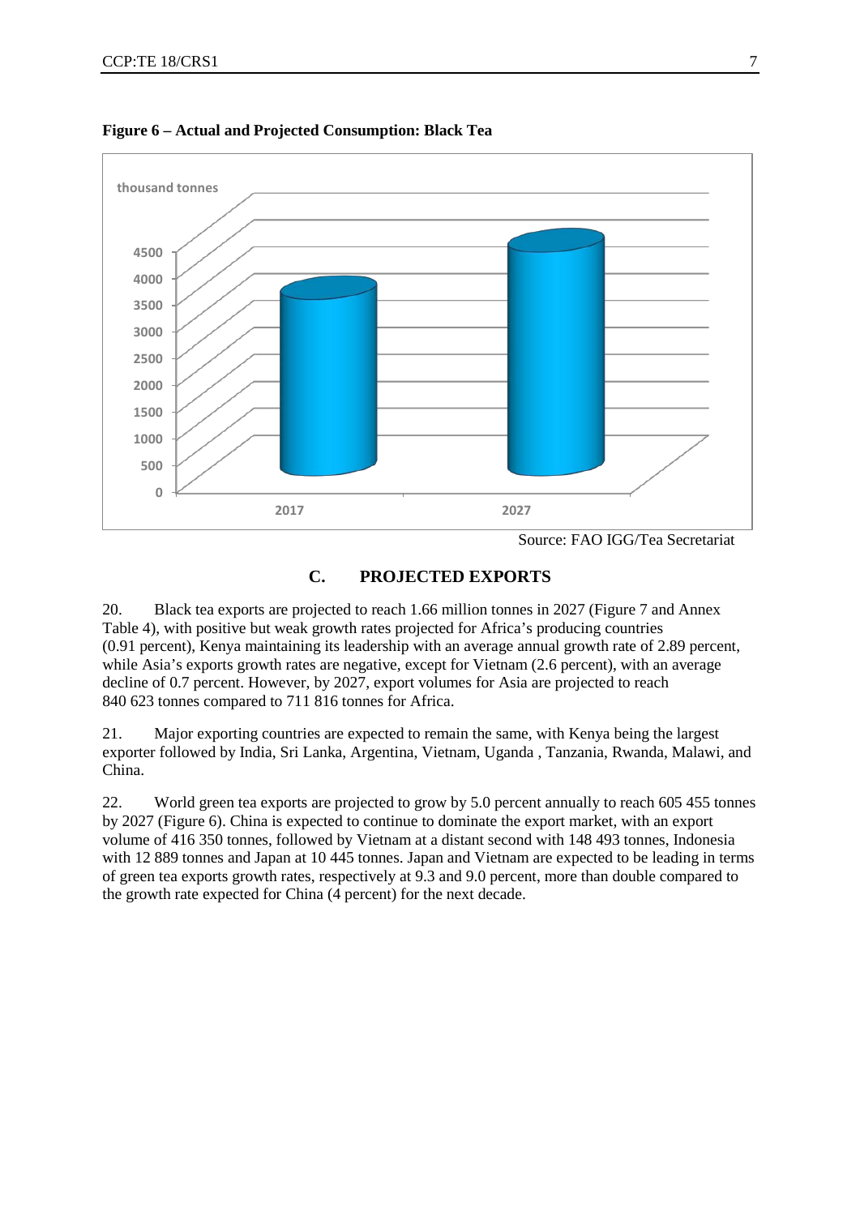**Figure 6 – Actual and Projected Consumption: Black Tea**

Source: FAO IGG/Tea Secretariat

## C. PROJECTED EXPORTS

20. Black tea exports are projected to reach 1.66 million tonnes in 2027 (Figure 7 and Annex Table 4), with positive but weak growth rates projected for Africa's producing countries (0.91 percent), Kenya maintaining its leadership with an average annual growth rate of 2.89 percent, while Asia's exports growth rates are negative, except for Vietnam (2.6 percent), with an average decline of 0.7 percent. However, by 2027, export volumes for Asia are projected to reach 840 623 tonnes compared to 711 816 tonnes for Africa.

21. Major exporting countries are expected to remain the same, with Kenya being the largest exporter followed by India, Sri Lanka, Argentina, Vietnam, Uganda , Tanzania, Rwanda, Malawi, and China.

22. World green tea exports are projected to grow by 5.0 percent annually to reach 605 455 tonnes by 2027 (Figure 6). China is expected to continue to dominate the export market, with an export volume of 416 350 tonnes, followed by Vietnam at a distant second with 148 493 tonnes, Indonesia with 12 889 tonnes and Japan at 10 445 tonnes. Japan and Vietnam are expected to be leading in terms of green tea exports growth rates, respectively at 9.3 and 9.0 percent, more than double compared to the growth rate expected for China (4 percent) for the next decade.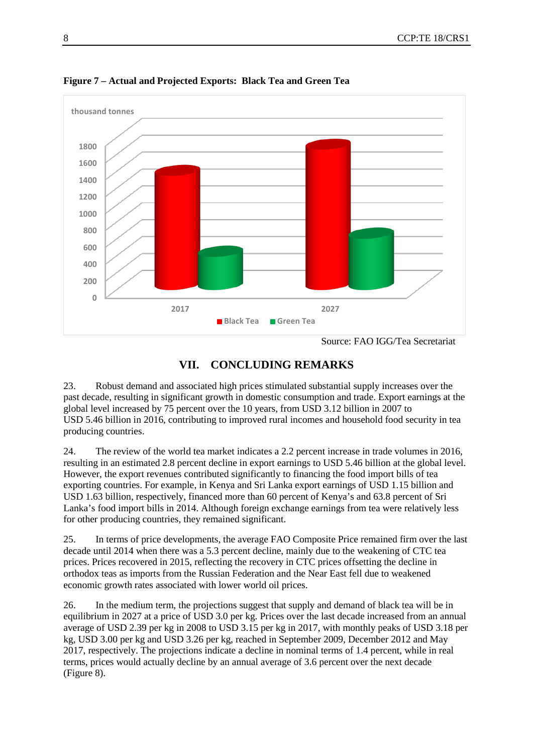**Figure 7 – Actual and Projected Exports: Black Tea and Green Tea**

Source: FAO IGG/Tea Secretariat

## VII. CONCLUDING REMARKS

23. Robust demand and associated high prices stimulated substantial supply increases over the past decade, resulting in significant growth in domestic consumption and trade. Export earnings at the global level increased by 75 percent over the 10 years, from USD 3.12 billion in 2007 to USD 5.46 billion in 2016, contributing to improved rural incomes and household food security in tea producing countries.

24. The review of the world tea market indicates a 2.2 percent increase in trade volumes in 2016, resulting in an estimated 2.8 percent decline in export earnings to USD 5.46 billion at the global level. However, the export revenues contributed significantly to financing the food import bills of tea exporting countries. For example, in Kenya and Sri Lanka export earnings of USD 1.15 billion and USD 1.63 billion, respectively, financed more than 60 percent of Kenya's and 63.8 percent of Sri Lanka's food import bills in 2014. Although foreign exchange earnings from tea were relatively less for other producing countries, they remained significant.

25. In terms of price developments, the average FAO Composite Price remained firm over the last decade until 2014 when there was a 5.3 percent decline, mainly due to the weakening of CTC tea prices. Prices recovered in 2015, reflecting the recovery in CTC prices offsetting the decline in orthodox teas as imports from the Russian Federation and the Near East fell due to weakened economic growth rates associated with lower world oil prices.

26. In the medium term, the projections suggest that supply and demand of black tea will be in equilibrium in 2027 at a price of USD 3.0 per kg. Prices over the last decade increased from an annual average of USD 2.39 per kg in 2008 to USD 3.15 per kg in 2017, with monthly peaks of USD 3.18 per kg, USD 3.00 per kg and USD 3.26 per kg, reached in September 2009, December 2012 and May 2017, respectively. The projections indicate a decline in nominal terms of 1.4 percent, while in real terms, prices would actually decline by an annual average of 3.6 percent over the next decade (Figure 8).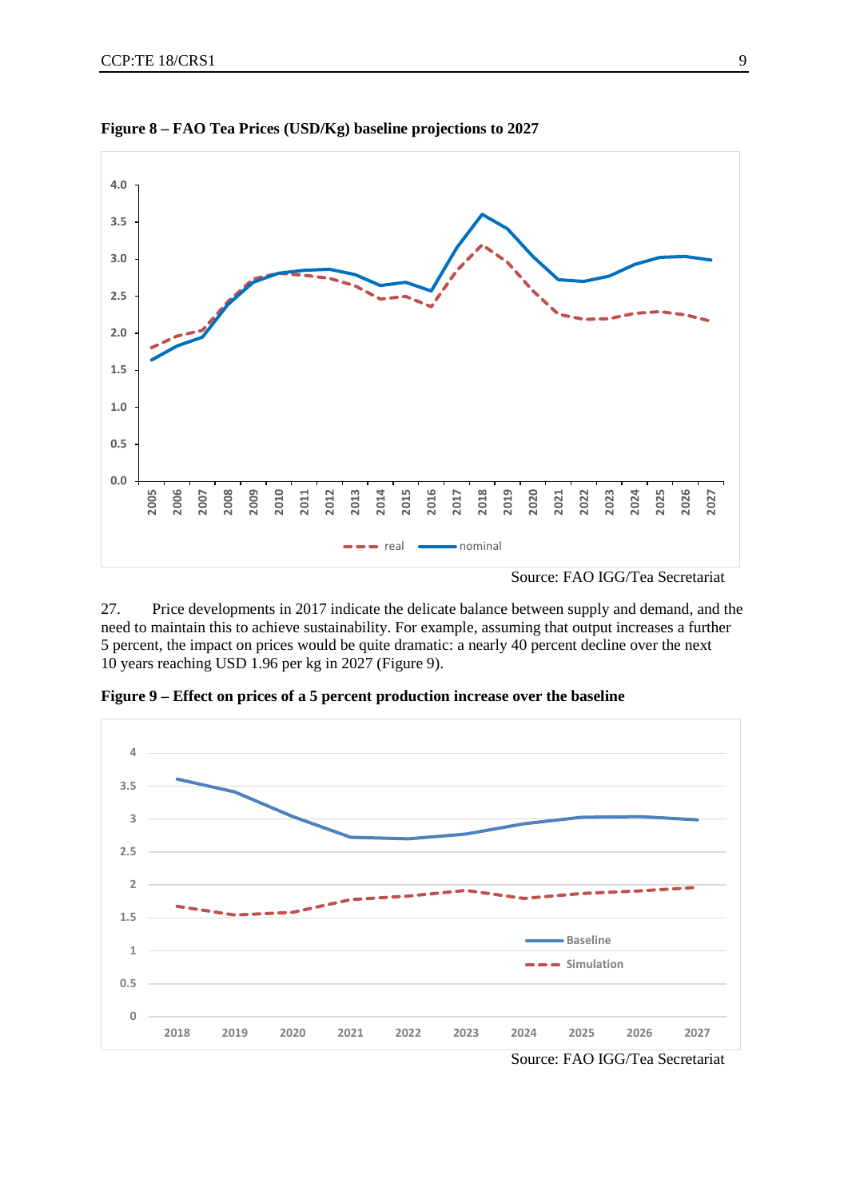**Figure 8 – FAO Tea Prices (USD/Kg) baseline projections to 2027**

Source: FAO IGG/Tea Secretariat

27. Price developments in 2017 indicate the delicate balance between supply and demand, and the need to maintain this to achieve sustainability. For example, assuming that output increases a further 5 percent, the impact on prices would be quite dramatic: a nearly 40 percent decline over the next 10 years reaching USD 1.96 per kg in 2027 (Figure 9).

**Figure 9 – Effect on prices of a 5 percent production increase over the baseline**

Source: FAO IGG/Tea Secretariat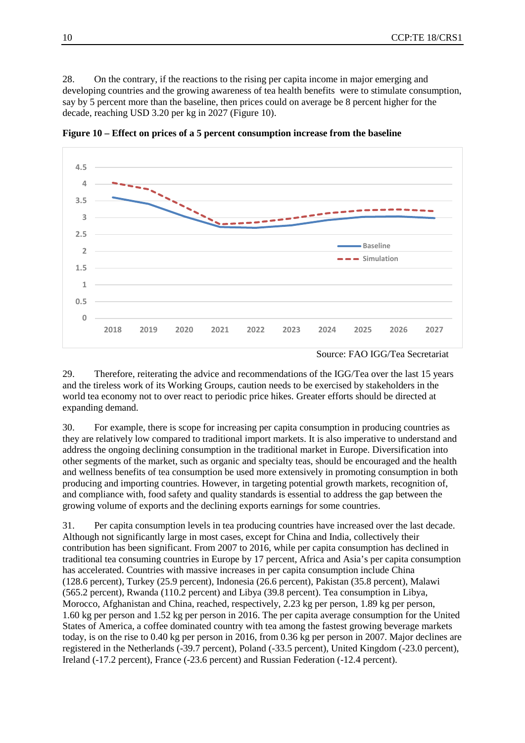28. On the contrary, if the reactions to the rising per capita income in major emerging and developing countries and the growing awareness of tea health benefits were to stimulate consumption, say by 5 percent more than the baseline, then prices could on average be 8 percent higher for the decade, reaching USD 3.20 per kg in 2027 (Figure 10).

**Figure 10 – Effect on prices of a 5 percent consumption increase from the baseline**

Source: FAO IGG/Tea Secretariat

29. Therefore, reiterating the advice and recommendations of the IGG/Tea over the last 15 years and the tireless work of its Working Groups, caution needs to be exercised by stakeholders in the world tea economy not to over react to periodic price hikes. Greater efforts should be directed at expanding demand.

30. For example, there is scope for increasing per capita consumption in producing countries as they are relatively low compared to traditional import markets. It is also imperative to understand and address the ongoing declining consumption in the traditional market in Europe. Diversification into other segments of the market, such as organic and specialty teas, should be encouraged and the health and wellness benefits of tea consumption be used more extensively in promoting consumption in both producing and importing countries. However, in targeting potential growth markets, recognition of, and compliance with, food safety and quality standards is essential to address the gap between the growing volume of exports and the declining exports earnings for some countries.

31. Per capita consumption levels in tea producing countries have increased over the last decade. Although not significantly large in most cases, except for China and India, collectively their contribution has been significant. From 2007 to 2016, while per capita consumption has declined in traditional tea consuming countries in Europe by 17 percent, Africa and Asia's per capita consumption has accelerated. Countries with massive increases in per capita consumption include China (128.6 percent), Turkey (25.9 percent), Indonesia (26.6 percent), Pakistan (35.8 percent), Malawi (565.2 percent), Rwanda (110.2 percent) and Libya (39.8 percent). Tea consumption in Libya, Morocco, Afghanistan and China, reached, respectively, 2.23 kg per person, 1.89 kg per person, 1.60 kg per person and 1.52 kg per person in 2016. The per capita average consumption for the United States of America, a coffee dominated country with tea among the fastest growing beverage markets today, is on the rise to 0.40 kg per person in 2016, from 0.36 kg per person in 2007. Major declines are registered in the Netherlands (-39.7 percent), Poland (-33.5 percent), United Kingdom (-23.0 percent), Ireland (-17.2 percent), France (-23.6 percent) and Russian Federation (-12.4 percent).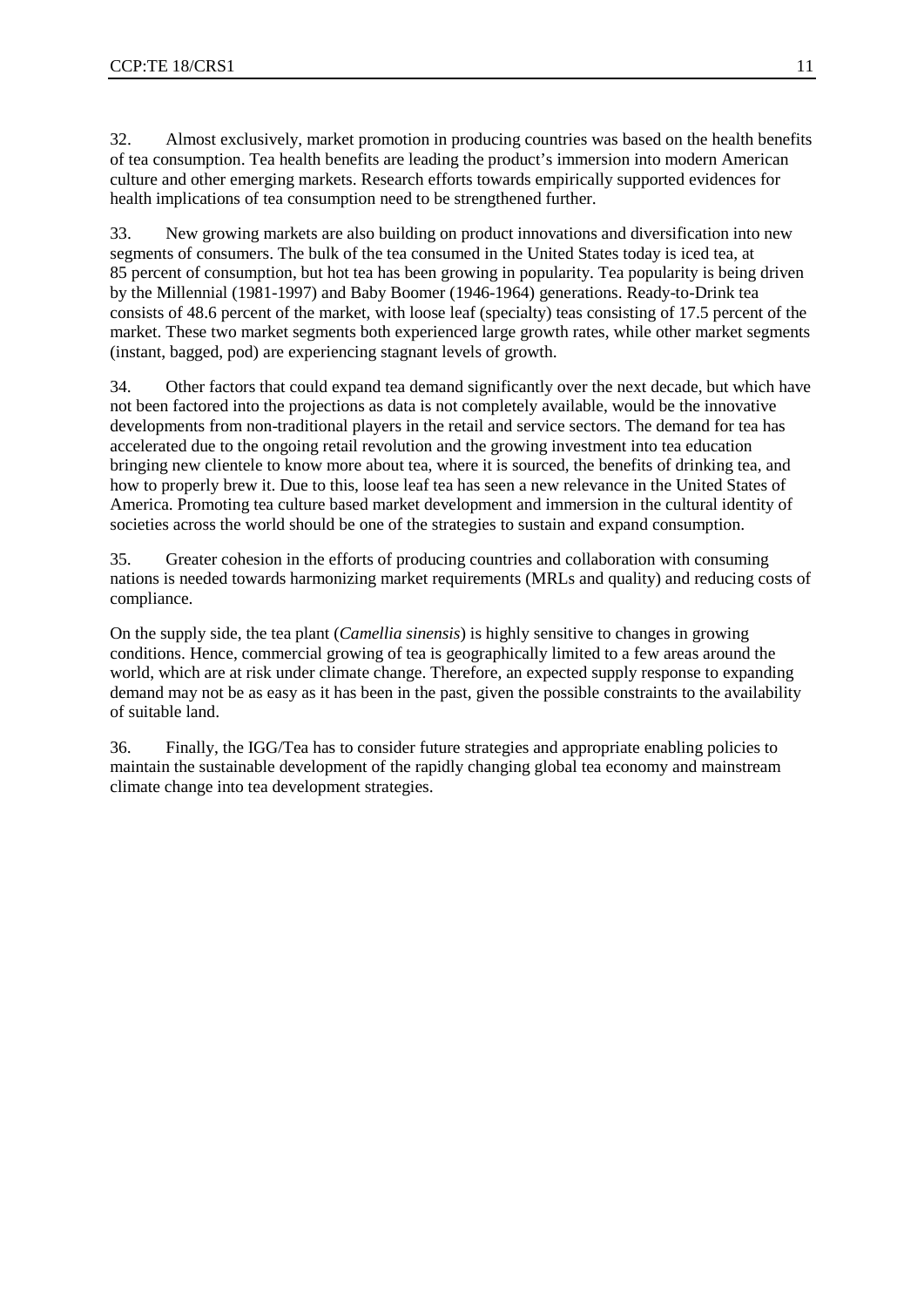32. Almost exclusively, market promotion in producing countries was based on the health benefits of tea consumption. Tea health benefits are leading the product's immersion into modern American culture and other emerging markets. Research efforts towards empirically supported evidences for health implications of tea consumption need to be strengthened further.

33. New growing markets are also building on product innovations and diversification into new segments of consumers. The bulk of the tea consumed in the United States today is iced tea, at 85 percent of consumption, but hot tea has been growing in popularity. Tea popularity is being driven by the Millennial (1981-1997) and Baby Boomer (1946-1964) generations. Ready-to-Drink tea consists of 48.6 percent of the market, with loose leaf (specialty) teas consisting of 17.5 percent of the market. These two market segments both experienced large growth rates, while other market segments (instant, bagged, pod) are experiencing stagnant levels of growth.

34. Other factors that could expand tea demand significantly over the next decade, but which have not been factored into the projections as data is not completely available, would be the innovative developments from non-traditional players in the retail and service sectors. The demand for tea has accelerated due to the ongoing retail revolution and the growing investment into tea education bringing new clientele to know more about tea, where it is sourced, the benefits of drinking tea, and how to properly brew it. Due to this, loose leaf tea has seen a new relevance in the United States of America. Promoting tea culture based market development and immersion in the cultural identity of societies across the world should be one of the strategies to sustain and expand consumption.

35. Greater cohesion in the efforts of producing countries and collaboration with consuming nations is needed towards harmonizing market requirements (MRLs and quality) and reducing costs of compliance.

On the supply side, the tea plant (*Camellia sinensis*) is highly sensitive to changes in growing conditions. Hence, commercial growing of tea is geographically limited to a few areas around the world, which are at risk under climate change. Therefore, an expected supply response to expanding demand may not be as easy as it has been in the past, given the possible constraints to the availability of suitable land.

36. Finally, the IGG/Tea has to consider future strategies and appropriate enabling policies to maintain the sustainable development of the rapidly changing global tea economy and mainstream climate change into tea development strategies.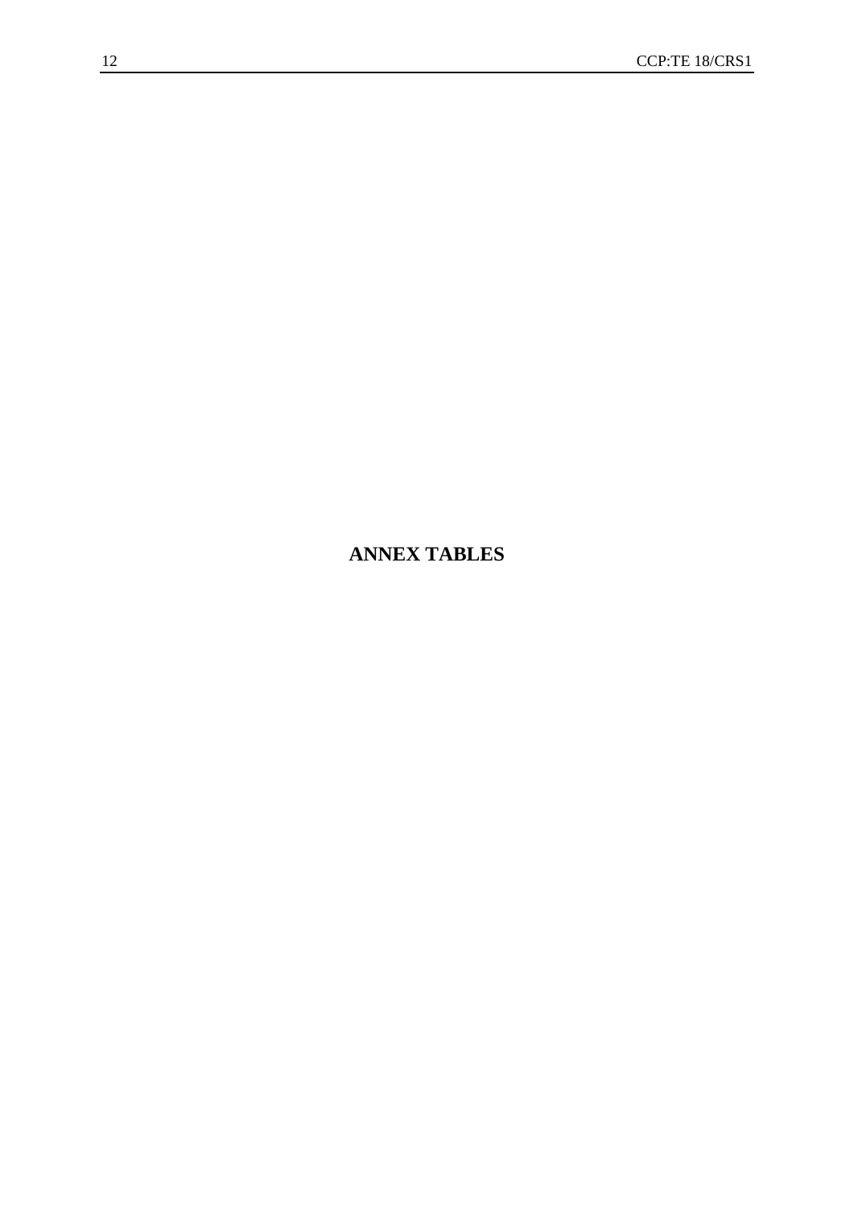# ANNEX TABLES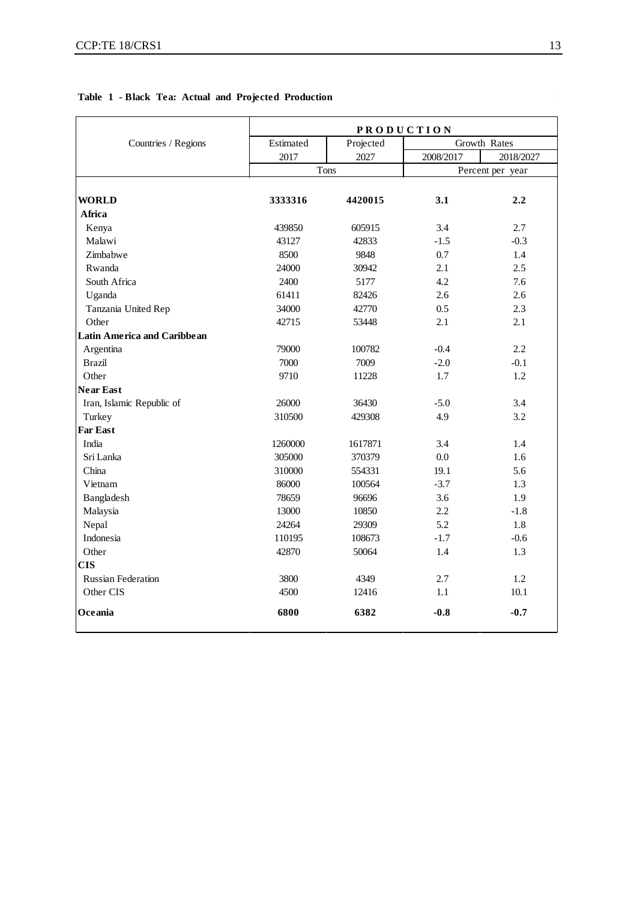**Table 1 - Black Tea: Actual and Projected Production**

| Countries / Regions | PRODUCTION | | | |
|---|---|---|---|---|
| | Estimated | Projected | Growth Rates | |
| | 2017 | 2027 | 2008/2017 | 2018/2027 |
| | Tons | | Percent per year | |
| **WORLD** | **3333316** | **4420015** | **3.1** | **2.2** |
| **Africa** | | | | |
| Kenya | 439850 | 605915 | 3.4 | 2.7 |
| Malawi | 43127 | 42833 | -1.5 | -0.3 |
| Zimbabwe | 8500 | 9848 | 0.7 | 1.4 |
| Rwanda | 24000 | 30942 | 2.1 | 2.5 |
| South Africa | 2400 | 5177 | 4.2 | 7.6 |
| Uganda | 61411 | 82426 | 2.6 | 2.6 |
| Tanzania United Rep | 34000 | 42770 | 0.5 | 2.3 |
| Other | 42715 | 53448 | 2.1 | 2.1 |
| **Latin America and Caribbean** | | | | |
| Argentina | 79000 | 100782 | -0.4 | 2.2 |
| Brazil | 7000 | 7009 | -2.0 | -0.1 |
| Other | 9710 | 11228 | 1.7 | 1.2 |
| **Near East** | | | | |
| Iran, Islamic Republic of | 26000 | 36430 | -5.0 | 3.4 |
| Turkey | 310500 | 429308 | 4.9 | 3.2 |
| **Far East** | | | | |
| India | 1260000 | 1617871 | 3.4 | 1.4 |
| Sri Lanka | 305000 | 370379 | 0.0 | 1.6 |
| China | 310000 | 554331 | 19.1 | 5.6 |
| Vietnam | 86000 | 100564 | -3.7 | 1.3 |
| Bangladesh | 78659 | 96696 | 3.6 | 1.9 |
| Malaysia | 13000 | 10850 | 2.2 | -1.8 |
| Nepal | 24264 | 29309 | 5.2 | 1.8 |
| Indonesia | 110195 | 108673 | -1.7 | -0.6 |
| Other | 42870 | 50064 | 1.4 | 1.3 |
| **CIS** | | | | |
| Russian Federation | 3800 | 4349 | 2.7 | 1.2 |
| Other CIS | 4500 | 12416 | 1.1 | 10.1 |
| **Oceania** | **6800** | **6382** | **-0.8** | **-0.7** |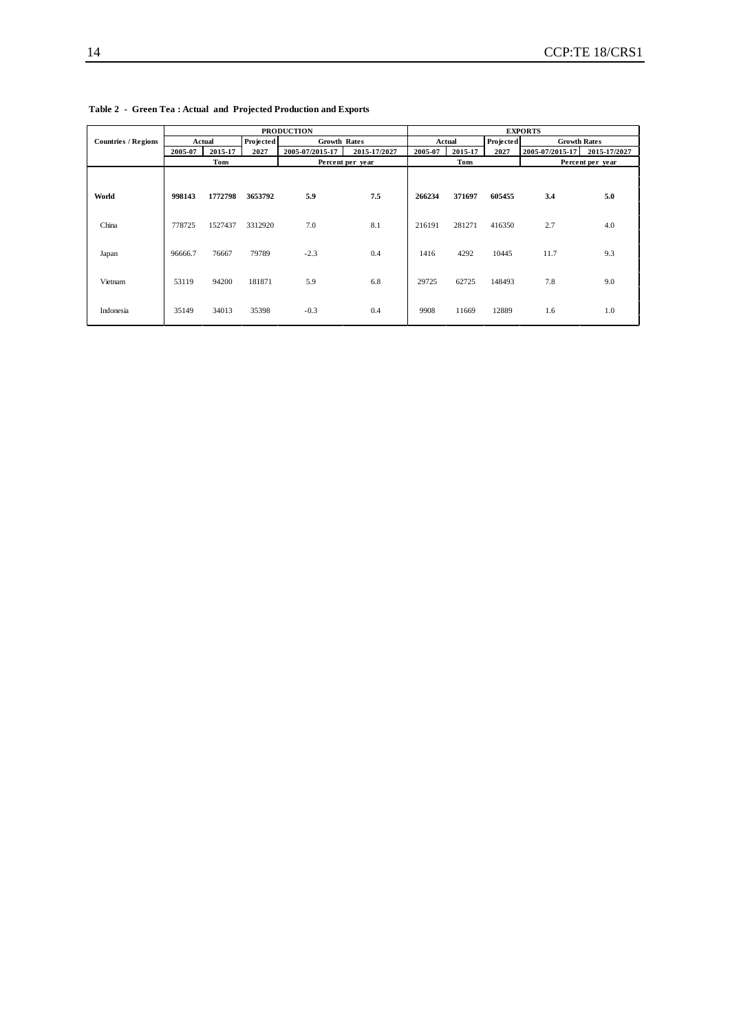**Table 2 - Green Tea : Actual and Projected Production and Exports**

| Countries / Regions | PRODUCTION | | | | | EXPORTS | | | | |
|---|---|---|---|---|---|---|---|---|---|---|
| | Actual | | Projected | Growth Rates | | Actual | | Projected | Growth Rates | |
| | 2005-07 | 2015-17 | 2027 | 2005-07/2015-17 | 2015-17/2027 | 2005-07 | 2015-17 | 2027 | 2005-07/2015-17 | 2015-17/2027 |
| | Tons | | | Percent per year | | Tons | | | Percent per year | |
| **World** | **998143** | **1772798** | **3653792** | **5.9** | **7.5** | **266234** | **371697** | **605455** | **3.4** | **5.0** |
| China | 778725 | 1527437 | 3312920 | 7.0 | 8.1 | 216191 | 281271 | 416350 | 2.7 | 4.0 |
| Japan | 96666.7 | 76667 | 79789 | -2.3 | 0.4 | 1416 | 4292 | 10445 | 11.7 | 9.3 |
| Vietnam | 53119 | 94200 | 181871 | 5.9 | 6.8 | 29725 | 62725 | 148493 | 7.8 | 9.0 |
| Indonesia | 35149 | 34013 | 35398 | -0.3 | 0.4 | 9908 | 11669 | 12889 | 1.6 | 1.0 |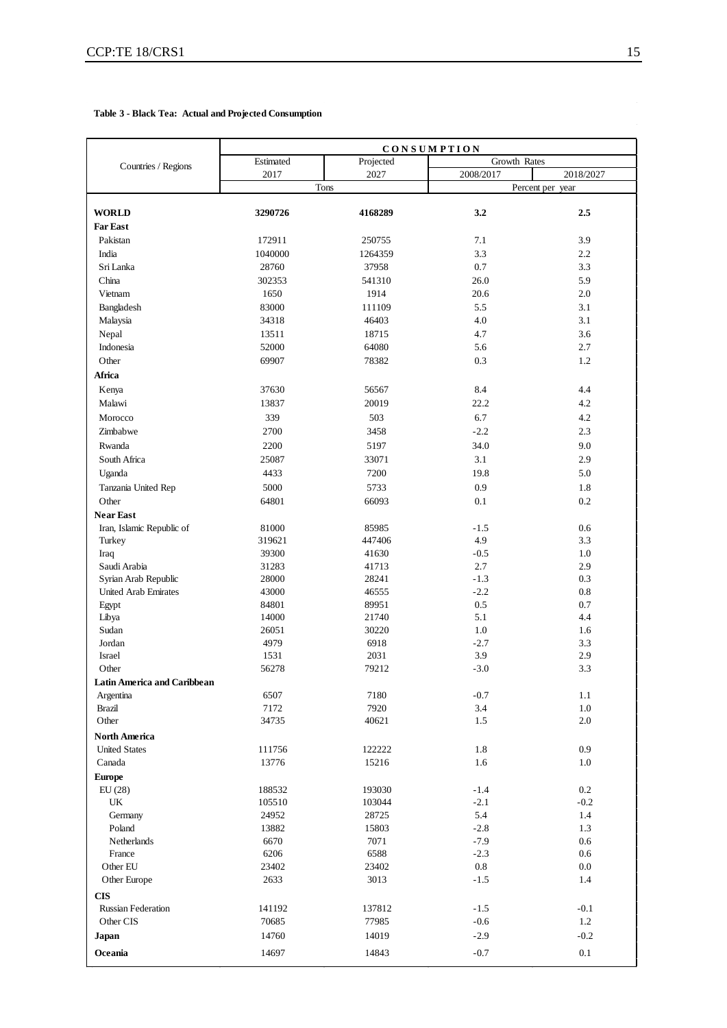**Table 3 - Black Tea: Actual and Projected Consumption**

| Countries / Regions | CONSUMPTION | | | |
|---|---|---|---|---|
| | Estimated | Projected | Growth Rates | |
| | 2017 | 2027 | 2008/2017 | 2018/2027 |
| | Tons | | Percent per year | |
| **WORLD** | **3290726** | **4168289** | **3.2** | **2.5** |
| **Far East** | | | | |
| Pakistan | 172911 | 250755 | 7.1 | 3.9 |
| India | 1040000 | 1264359 | 3.3 | 2.2 |
| Sri Lanka | 28760 | 37958 | 0.7 | 3.3 |
| China | 302353 | 541310 | 26.0 | 5.9 |
| Vietnam | 1650 | 1914 | 20.6 | 2.0 |
| Bangladesh | 83000 | 111109 | 5.5 | 3.1 |
| Malaysia | 34318 | 46403 | 4.0 | 3.1 |
| Nepal | 13511 | 18715 | 4.7 | 3.6 |
| Indonesia | 52000 | 64080 | 5.6 | 2.7 |
| Other | 69907 | 78382 | 0.3 | 1.2 |
| **Africa** | | | | |
| Kenya | 37630 | 56567 | 8.4 | 4.4 |
| Malawi | 13837 | 20019 | 22.2 | 4.2 |
| Morocco | 339 | 503 | 6.7 | 4.2 |
| Zimbabwe | 2700 | 3458 | -2.2 | 2.3 |
| Rwanda | 2200 | 5197 | 34.0 | 9.0 |
| South Africa | 25087 | 33071 | 3.1 | 2.9 |
| Uganda | 4433 | 7200 | 19.8 | 5.0 |
| Tanzania United Rep | 5000 | 5733 | 0.9 | 1.8 |
| Other | 64801 | 66093 | 0.1 | 0.2 |
| **Near East** | | | | |
| Iran, Islamic Republic of | 81000 | 85985 | -1.5 | 0.6 |
| Turkey | 319621 | 447406 | 4.9 | 3.3 |
| Iraq | 39300 | 41630 | -0.5 | 1.0 |
| Saudi Arabia | 31283 | 41713 | 2.7 | 2.9 |
| Syrian Arab Republic | 28000 | 28241 | -1.3 | 0.3 |
| United Arab Emirates | 43000 | 46555 | -2.2 | 0.8 |
| Egypt | 84801 | 89951 | 0.5 | 0.7 |
| Libya | 14000 | 21740 | 5.1 | 4.4 |
| Sudan | 26051 | 30220 | 1.0 | 1.6 |
| Jordan | 4979 | 6918 | -2.7 | 3.3 |
| Israel | 1531 | 2031 | 3.9 | 2.9 |
| Other | 56278 | 79212 | -3.0 | 3.3 |
| **Latin America and Caribbean** | | | | |
| Argentina | 6507 | 7180 | -0.7 | 1.1 |
| Brazil | 7172 | 7920 | 3.4 | 1.0 |
| Other | 34735 | 40621 | 1.5 | 2.0 |
| **North America** | | | | |
| United States | 111756 | 122222 | 1.8 | 0.9 |
| Canada | 13776 | 15216 | 1.6 | 1.0 |
| **Europe** | | | | |
| EU (28) | 188532 | 193030 | -1.4 | 0.2 |
| UK | 105510 | 103044 | -2.1 | -0.2 |
| Germany | 24952 | 28725 | 5.4 | 1.4 |
| Poland | 13882 | 15803 | -2.8 | 1.3 |
| Netherlands | 6670 | 7071 | -7.9 | 0.6 |
| France | 6206 | 6588 | -2.3 | 0.6 |
| Other EU | 23402 | 23402 | 0.8 | 0.0 |
| Other Europe | 2633 | 3013 | -1.5 | 1.4 |
| **CIS** | | | | |
| Russian Federation | 141192 | 137812 | -1.5 | -0.1 |
| Other CIS | 70685 | 77985 | -0.6 | 1.2 |
| **Japan** | 14760 | 14019 | -2.9 | -0.2 |
| **Oceania** | 14697 | 14843 | -0.7 | 0.1 |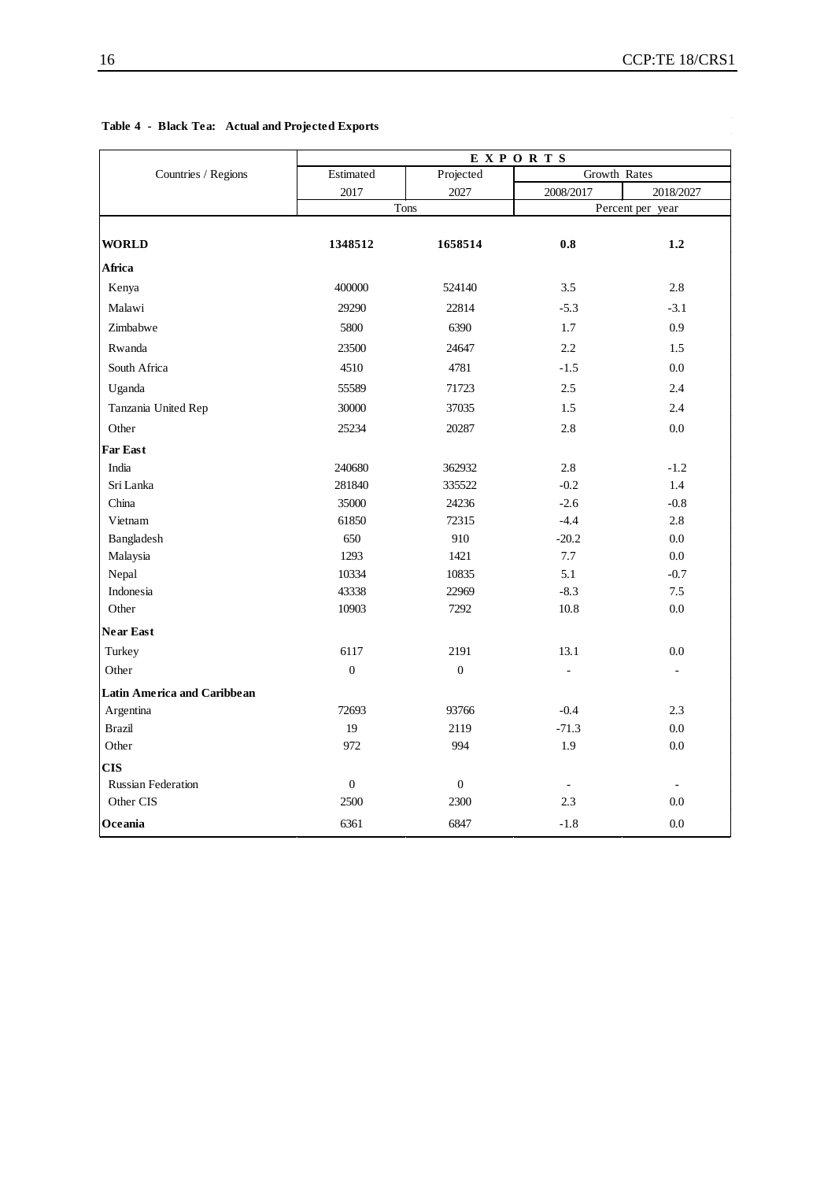**Table 4 - Black Tea: Actual and Projected Exports**

| Countries / Regions | EXPORTS | | | |
|---|---|---|---|---|
| | Estimated | Projected | Growth Rates | |
| | 2017 | 2027 | 2008/2017 | 2018/2027 |
| | Tons | | Percent per year | |
| **WORLD** | **1348512** | **1658514** | **0.8** | **1.2** |
| **Africa** | | | | |
| Kenya | 400000 | 524140 | 3.5 | 2.8 |
| Malawi | 29290 | 22814 | -5.3 | -3.1 |
| Zimbabwe | 5800 | 6390 | 1.7 | 0.9 |
| Rwanda | 23500 | 24647 | 2.2 | 1.5 |
| South Africa | 4510 | 4781 | -1.5 | 0.0 |
| Uganda | 55589 | 71723 | 2.5 | 2.4 |
| Tanzania United Rep | 30000 | 37035 | 1.5 | 2.4 |
| Other | 25234 | 20287 | 2.8 | 0.0 |
| **Far East** | | | | |
| India | 240680 | 362932 | 2.8 | -1.2 |
| Sri Lanka | 281840 | 335522 | -0.2 | 1.4 |
| China | 35000 | 24236 | -2.6 | -0.8 |
| Vietnam | 61850 | 72315 | -4.4 | 2.8 |
| Bangladesh | 650 | 910 | -20.2 | 0.0 |
| Malaysia | 1293 | 1421 | 7.7 | 0.0 |
| Nepal | 10334 | 10835 | 5.1 | -0.7 |
| Indonesia | 43338 | 22969 | -8.3 | 7.5 |
| Other | 10903 | 7292 | 10.8 | 0.0 |
| **Near East** | | | | |
| Turkey | 6117 | 2191 | 13.1 | 0.0 |
| Other | 0 | 0 | - | - |
| **Latin America and Caribbean** | | | | |
| Argentina | 72693 | 93766 | -0.4 | 2.3 |
| Brazil | 19 | 2119 | -71.3 | 0.0 |
| Other | 972 | 994 | 1.9 | 0.0 |
| **CIS** | | | | |
| Russian Federation | 0 | 0 | - | - |
| Other CIS | 2500 | 2300 | 2.3 | 0.0 |
| **Oceania** | 6361 | 6847 | -1.8 | 0.0 |